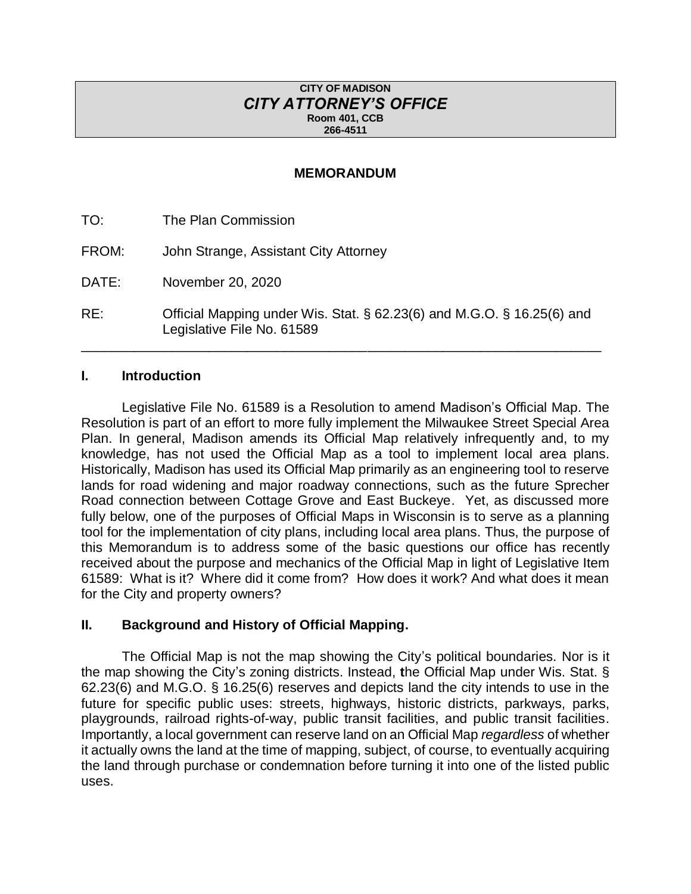**CITY OF MADISON**
***CITY ATTORNEY'S OFFICE***
**Room 401, CCB**
**266-4511**

## MEMORANDUM

TO: The Plan Commission

FROM: John Strange, Assistant City Attorney

DATE: November 20, 2020

RE: Official Mapping under Wis. Stat. § 62.23(6) and M.G.O. § 16.25(6) and Legislative File No. 61589

---

### I. Introduction

Legislative File No. 61589 is a Resolution to amend Madison's Official Map. The Resolution is part of an effort to more fully implement the Milwaukee Street Special Area Plan. In general, Madison amends its Official Map relatively infrequently and, to my knowledge, has not used the Official Map as a tool to implement local area plans. Historically, Madison has used its Official Map primarily as an engineering tool to reserve lands for road widening and major roadway connections, such as the future Sprecher Road connection between Cottage Grove and East Buckeye. Yet, as discussed more fully below, one of the purposes of Official Maps in Wisconsin is to serve as a planning tool for the implementation of city plans, including local area plans. Thus, the purpose of this Memorandum is to address some of the basic questions our office has recently received about the purpose and mechanics of the Official Map in light of Legislative Item 61589: What is it? Where did it come from? How does it work? And what does it mean for the City and property owners?

### II. Background and History of Official Mapping.

The Official Map is not the map showing the City's political boundaries. Nor is it the map showing the City's zoning districts. Instead, **t**he Official Map under Wis. Stat. § 62.23(6) and M.G.O. § 16.25(6) reserves and depicts land the city intends to use in the future for specific public uses: streets, highways, historic districts, parkways, parks, playgrounds, railroad rights-of-way, public transit facilities, and public transit facilities. Importantly, a local government can reserve land on an Official Map *regardless* of whether it actually owns the land at the time of mapping, subject, of course, to eventually acquiring the land through purchase or condemnation before turning it into one of the listed public uses.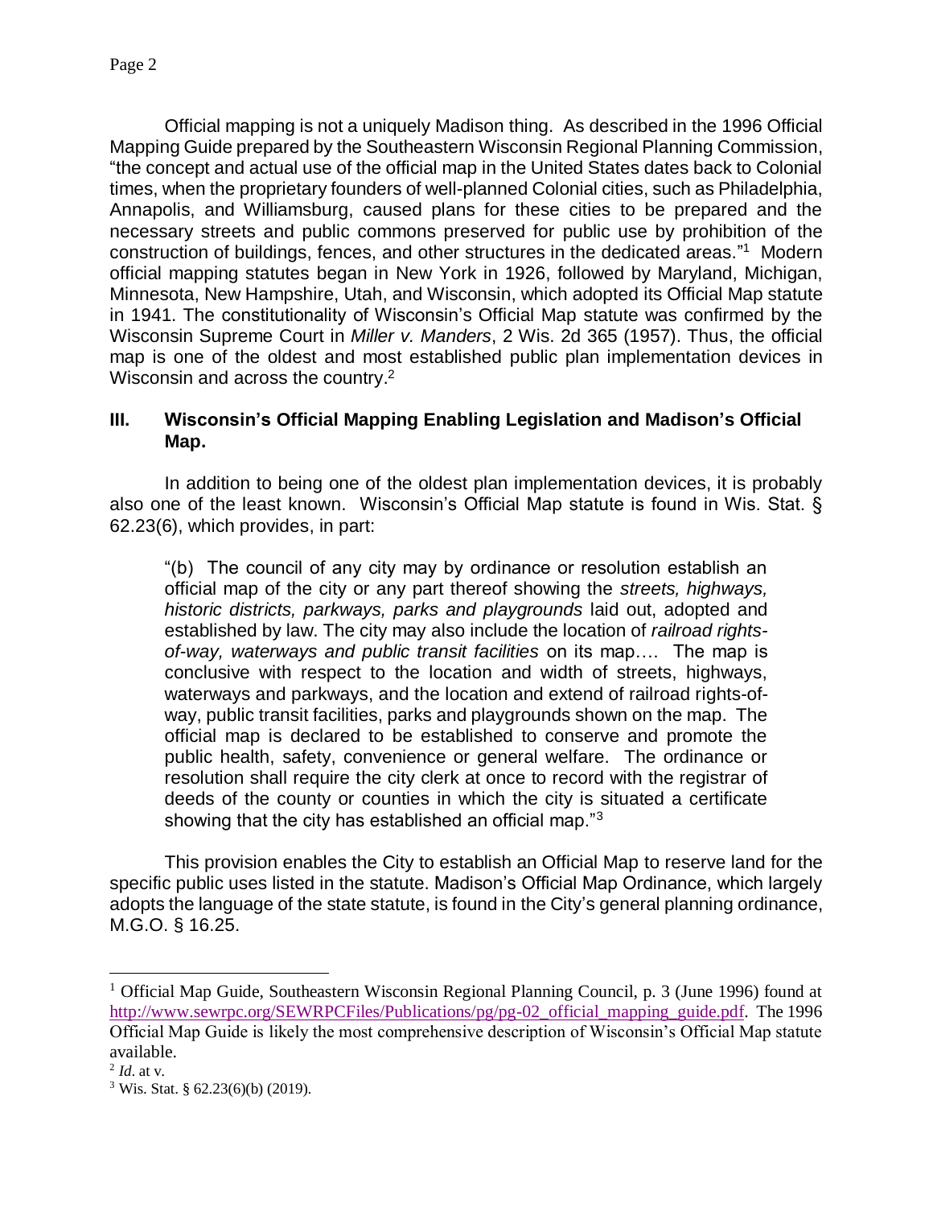Official mapping is not a uniquely Madison thing. As described in the 1996 Official Mapping Guide prepared by the Southeastern Wisconsin Regional Planning Commission, "the concept and actual use of the official map in the United States dates back to Colonial times, when the proprietary founders of well-planned Colonial cities, such as Philadelphia, Annapolis, and Williamsburg, caused plans for these cities to be prepared and the necessary streets and public commons preserved for public use by prohibition of the construction of buildings, fences, and other structures in the dedicated areas."[1] Modern official mapping statutes began in New York in 1926, followed by Maryland, Michigan, Minnesota, New Hampshire, Utah, and Wisconsin, which adopted its Official Map statute in 1941. The constitutionality of Wisconsin's Official Map statute was confirmed by the Wisconsin Supreme Court in *Miller v. Manders*, 2 Wis. 2d 365 (1957). Thus, the official map is one of the oldest and most established public plan implementation devices in Wisconsin and across the country.[2]

## III. Wisconsin's Official Mapping Enabling Legislation and Madison's Official Map.

In addition to being one of the oldest plan implementation devices, it is probably also one of the least known. Wisconsin's Official Map statute is found in Wis. Stat. § 62.23(6), which provides, in part:

> "(b) The council of any city may by ordinance or resolution establish an official map of the city or any part thereof showing the *streets, highways, historic districts, parkways, parks and playgrounds* laid out, adopted and established by law. The city may also include the location of *railroad rights-of-way, waterways and public transit facilities* on its map…. The map is conclusive with respect to the location and width of streets, highways, waterways and parkways, and the location and extend of railroad rights-of-way, public transit facilities, parks and playgrounds shown on the map. The official map is declared to be established to conserve and promote the public health, safety, convenience or general welfare. The ordinance or resolution shall require the city clerk at once to record with the registrar of deeds of the county or counties in which the city is situated a certificate showing that the city has established an official map."[3]

This provision enables the City to establish an Official Map to reserve land for the specific public uses listed in the statute. Madison's Official Map Ordinance, which largely adopts the language of the state statute, is found in the City's general planning ordinance, M.G.O. § 16.25.

---

[1] Official Map Guide, Southeastern Wisconsin Regional Planning Council, p. 3 (June 1996) found at http://www.sewrpc.org/SEWRPCFiles/Publications/pg/pg-02_official_mapping_guide.pdf. The 1996 Official Map Guide is likely the most comprehensive description of Wisconsin's Official Map statute available.

[2] *Id*. at v.

[3] Wis. Stat. § 62.23(6)(b) (2019).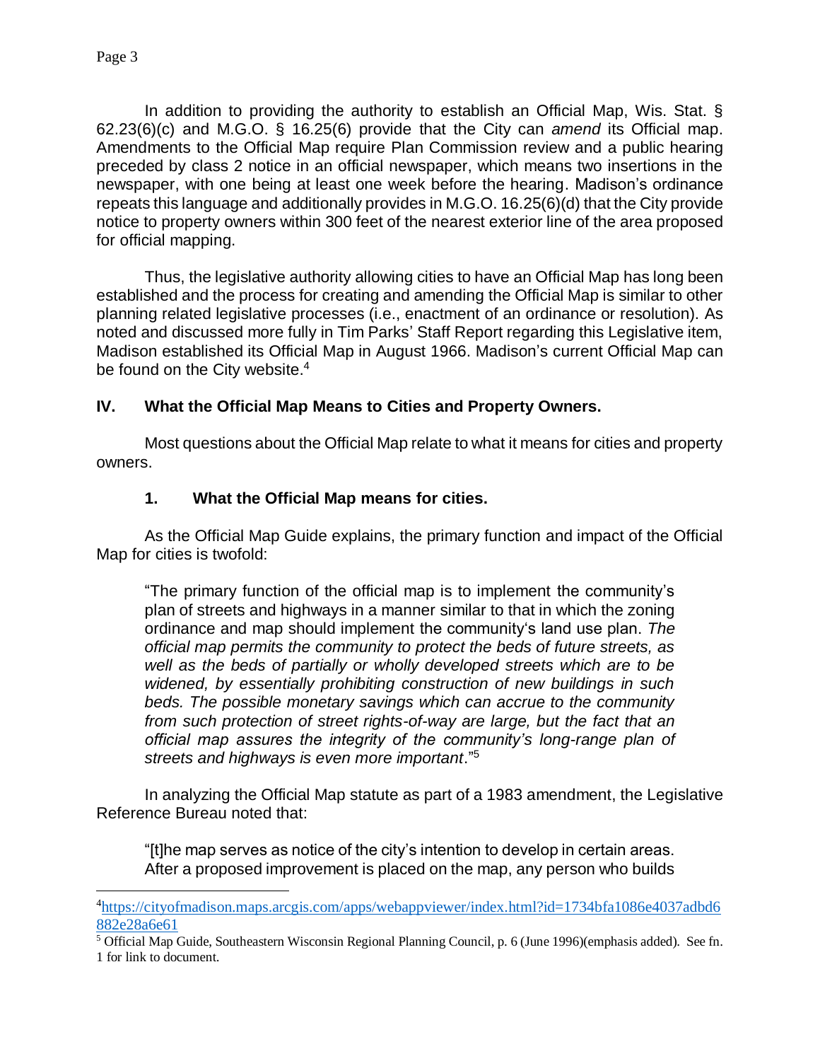In addition to providing the authority to establish an Official Map, Wis. Stat. § 62.23(6)(c) and M.G.O. § 16.25(6) provide that the City can *amend* its Official map. Amendments to the Official Map require Plan Commission review and a public hearing preceded by class 2 notice in an official newspaper, which means two insertions in the newspaper, with one being at least one week before the hearing. Madison's ordinance repeats this language and additionally provides in M.G.O. 16.25(6)(d) that the City provide notice to property owners within 300 feet of the nearest exterior line of the area proposed for official mapping.

Thus, the legislative authority allowing cities to have an Official Map has long been established and the process for creating and amending the Official Map is similar to other planning related legislative processes (i.e., enactment of an ordinance or resolution). As noted and discussed more fully in Tim Parks' Staff Report regarding this Legislative item, Madison established its Official Map in August 1966. Madison's current Official Map can be found on the City website.[4]

## IV. What the Official Map Means to Cities and Property Owners.

Most questions about the Official Map relate to what it means for cities and property owners.

### 1. What the Official Map means for cities.

As the Official Map Guide explains, the primary function and impact of the Official Map for cities is twofold:

> "The primary function of the official map is to implement the community's plan of streets and highways in a manner similar to that in which the zoning ordinance and map should implement the community's land use plan. *The official map permits the community to protect the beds of future streets, as well as the beds of partially or wholly developed streets which are to be widened, by essentially prohibiting construction of new buildings in such beds. The possible monetary savings which can accrue to the community from such protection of street rights-of-way are large, but the fact that an official map assures the integrity of the community's long-range plan of streets and highways is even more important*."[5]

In analyzing the Official Map statute as part of a 1983 amendment, the Legislative Reference Bureau noted that:

> "[t]he map serves as notice of the city's intention to develop in certain areas. After a proposed improvement is placed on the map, any person who builds

---

[4] https://cityofmadison.maps.arcgis.com/apps/webappviewer/index.html?id=1734bfa1086e4037adbd6882e28a6e61

[5] Official Map Guide, Southeastern Wisconsin Regional Planning Council, p. 6 (June 1996)(emphasis added). See fn. 1 for link to document.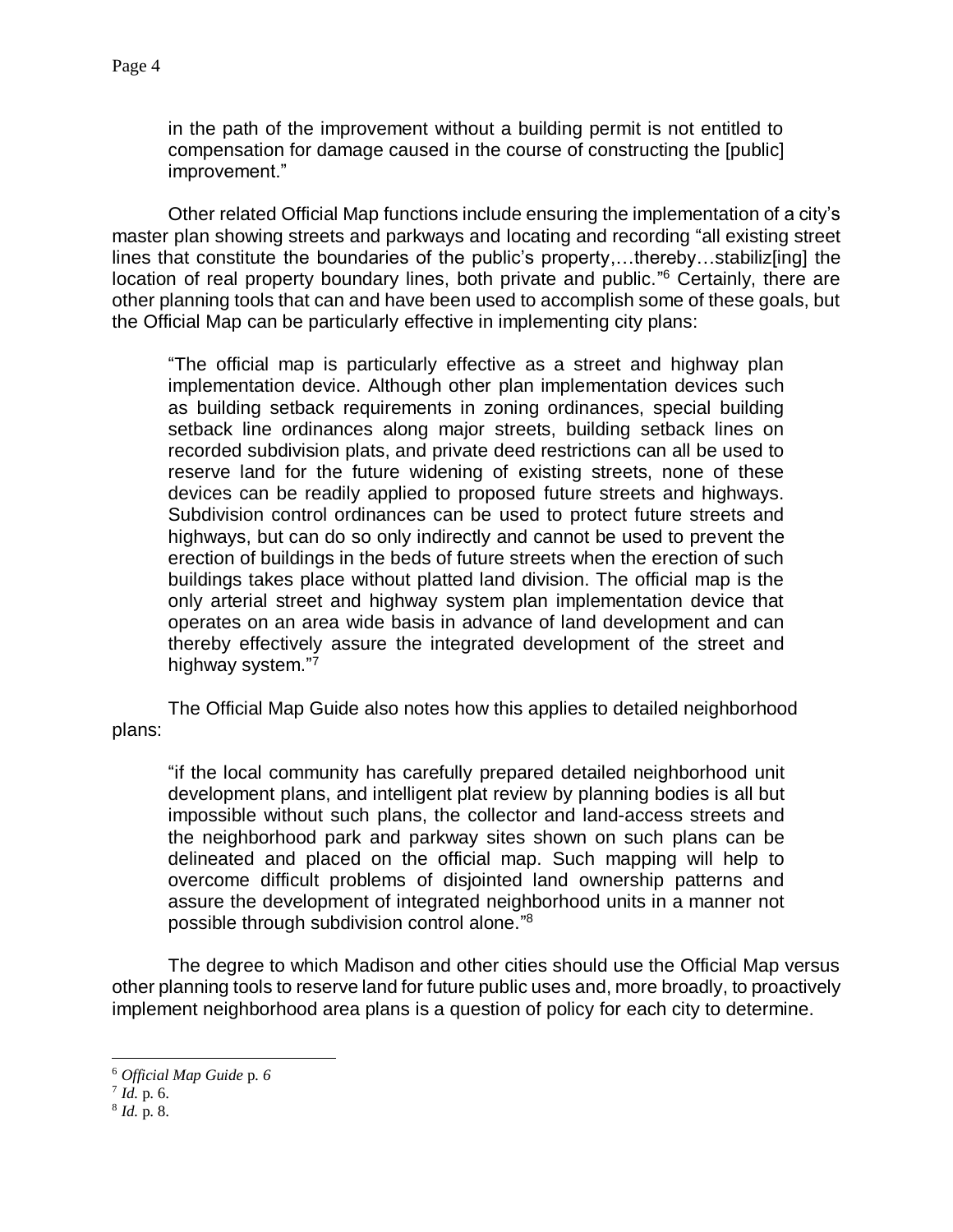> in the path of the improvement without a building permit is not entitled to compensation for damage caused in the course of constructing the [public] improvement."

Other related Official Map functions include ensuring the implementation of a city's master plan showing streets and parkways and locating and recording "all existing street lines that constitute the boundaries of the public's property,…thereby…stabiliz[ing] the location of real property boundary lines, both private and public."[6] Certainly, there are other planning tools that can and have been used to accomplish some of these goals, but the Official Map can be particularly effective in implementing city plans:

> "The official map is particularly effective as a street and highway plan implementation device. Although other plan implementation devices such as building setback requirements in zoning ordinances, special building setback line ordinances along major streets, building setback lines on recorded subdivision plats, and private deed restrictions can all be used to reserve land for the future widening of existing streets, none of these devices can be readily applied to proposed future streets and highways. Subdivision control ordinances can be used to protect future streets and highways, but can do so only indirectly and cannot be used to prevent the erection of buildings in the beds of future streets when the erection of such buildings takes place without platted land division. The official map is the only arterial street and highway system plan implementation device that operates on an area wide basis in advance of land development and can thereby effectively assure the integrated development of the street and highway system."[7]

The Official Map Guide also notes how this applies to detailed neighborhood plans:

> "if the local community has carefully prepared detailed neighborhood unit development plans, and intelligent plat review by planning bodies is all but impossible without such plans, the collector and land-access streets and the neighborhood park and parkway sites shown on such plans can be delineated and placed on the official map. Such mapping will help to overcome difficult problems of disjointed land ownership patterns and assure the development of integrated neighborhood units in a manner not possible through subdivision control alone."[8]

The degree to which Madison and other cities should use the Official Map versus other planning tools to reserve land for future public uses and, more broadly, to proactively implement neighborhood area plans is a question of policy for each city to determine.

---

[6] *Official Map Guide* p. *6*

[7] *Id.* p. 6.

[8] *Id.* p. 8.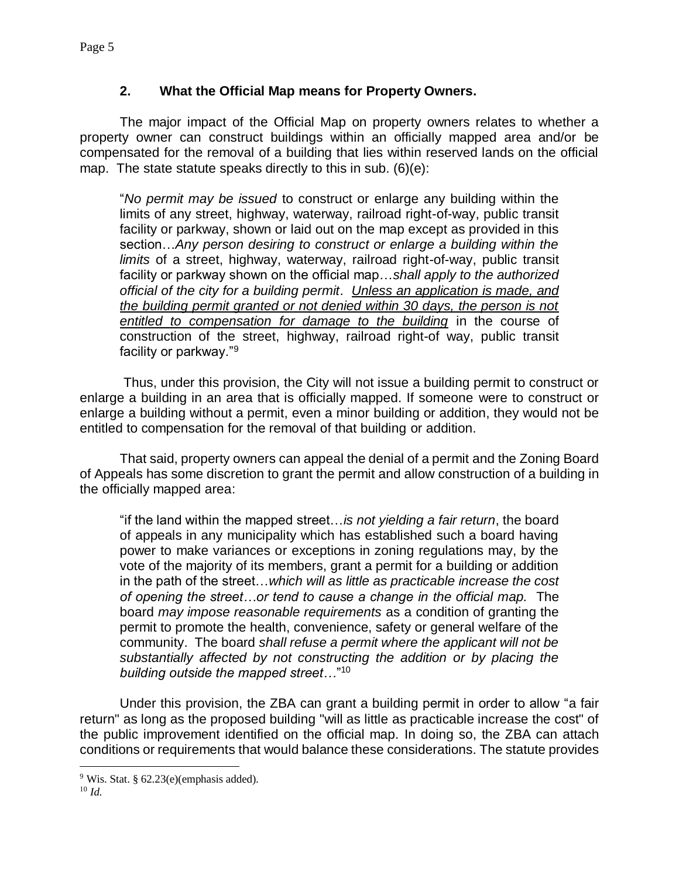## 2. What the Official Map means for Property Owners.

The major impact of the Official Map on property owners relates to whether a property owner can construct buildings within an officially mapped area and/or be compensated for the removal of a building that lies within reserved lands on the official map. The state statute speaks directly to this in sub. (6)(e):

> "*No permit may be issued* to construct or enlarge any building within the limits of any street, highway, waterway, railroad right-of-way, public transit facility or parkway, shown or laid out on the map except as provided in this section…*Any person desiring to construct or enlarge a building within the limits* of a street, highway, waterway, railroad right-of-way, public transit facility or parkway shown on the official map…*shall apply to the authorized official of the city for a building permit*. <u>Unless an application is made, and the building permit granted or not denied within 30 days, the person is not entitled to compensation for damage to the building</u> in the course of construction of the street, highway, railroad right-of way, public transit facility or parkway."[9]

Thus, under this provision, the City will not issue a building permit to construct or enlarge a building in an area that is officially mapped. If someone were to construct or enlarge a building without a permit, even a minor building or addition, they would not be entitled to compensation for the removal of that building or addition.

That said, property owners can appeal the denial of a permit and the Zoning Board of Appeals has some discretion to grant the permit and allow construction of a building in the officially mapped area:

> "if the land within the mapped street…*is not yielding a fair return*, the board of appeals in any municipality which has established such a board having power to make variances or exceptions in zoning regulations may, by the vote of the majority of its members, grant a permit for a building or addition in the path of the street…*which will as little as practicable increase the cost of opening the street…or tend to cause a change in the official map.* The board *may impose reasonable requirements* as a condition of granting the permit to promote the health, convenience, safety or general welfare of the community. The board *shall refuse a permit where the applicant will not be substantially affected by not constructing the addition or by placing the building outside the mapped street…*"[10]

Under this provision, the ZBA can grant a building permit in order to allow "a fair return" as long as the proposed building "will as little as practicable increase the cost" of the public improvement identified on the official map. In doing so, the ZBA can attach conditions or requirements that would balance these considerations. The statute provides

---

[9] Wis. Stat. § 62.23(e)(emphasis added).

[10] *Id.*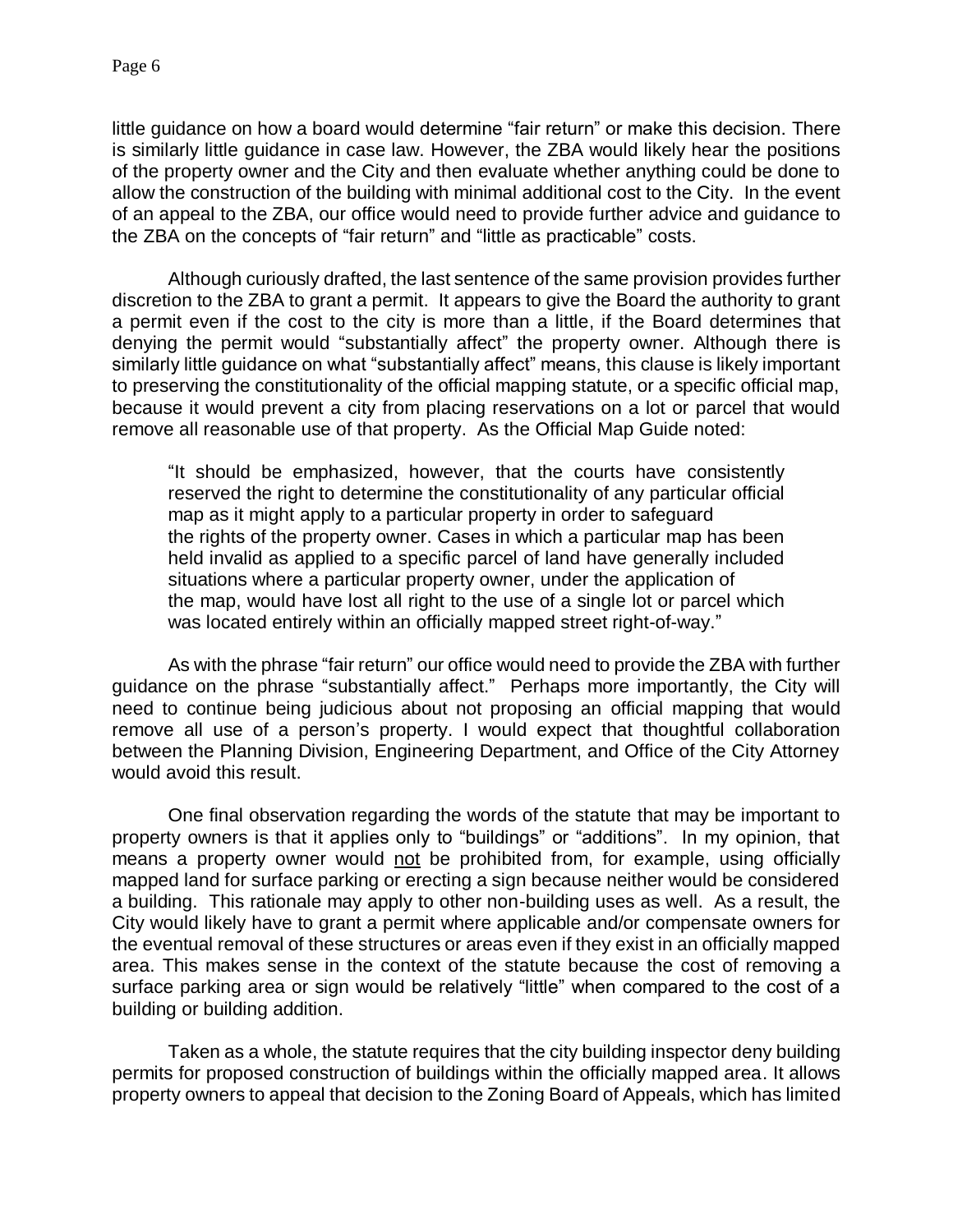little guidance on how a board would determine "fair return" or make this decision. There is similarly little guidance in case law. However, the ZBA would likely hear the positions of the property owner and the City and then evaluate whether anything could be done to allow the construction of the building with minimal additional cost to the City. In the event of an appeal to the ZBA, our office would need to provide further advice and guidance to the ZBA on the concepts of "fair return" and "little as practicable" costs.

Although curiously drafted, the last sentence of the same provision provides further discretion to the ZBA to grant a permit. It appears to give the Board the authority to grant a permit even if the cost to the city is more than a little, if the Board determines that denying the permit would "substantially affect" the property owner. Although there is similarly little guidance on what "substantially affect" means, this clause is likely important to preserving the constitutionality of the official mapping statute, or a specific official map, because it would prevent a city from placing reservations on a lot or parcel that would remove all reasonable use of that property. As the Official Map Guide noted:

> "It should be emphasized, however, that the courts have consistently reserved the right to determine the constitutionality of any particular official map as it might apply to a particular property in order to safeguard the rights of the property owner. Cases in which a particular map has been held invalid as applied to a specific parcel of land have generally included situations where a particular property owner, under the application of the map, would have lost all right to the use of a single lot or parcel which was located entirely within an officially mapped street right-of-way."

As with the phrase "fair return" our office would need to provide the ZBA with further guidance on the phrase "substantially affect." Perhaps more importantly, the City will need to continue being judicious about not proposing an official mapping that would remove all use of a person's property. I would expect that thoughtful collaboration between the Planning Division, Engineering Department, and Office of the City Attorney would avoid this result.

One final observation regarding the words of the statute that may be important to property owners is that it applies only to "buildings" or "additions". In my opinion, that means a property owner would <u>not</u> be prohibited from, for example, using officially mapped land for surface parking or erecting a sign because neither would be considered a building. This rationale may apply to other non-building uses as well. As a result, the City would likely have to grant a permit where applicable and/or compensate owners for the eventual removal of these structures or areas even if they exist in an officially mapped area. This makes sense in the context of the statute because the cost of removing a surface parking area or sign would be relatively "little" when compared to the cost of a building or building addition.

Taken as a whole, the statute requires that the city building inspector deny building permits for proposed construction of buildings within the officially mapped area. It allows property owners to appeal that decision to the Zoning Board of Appeals, which has limited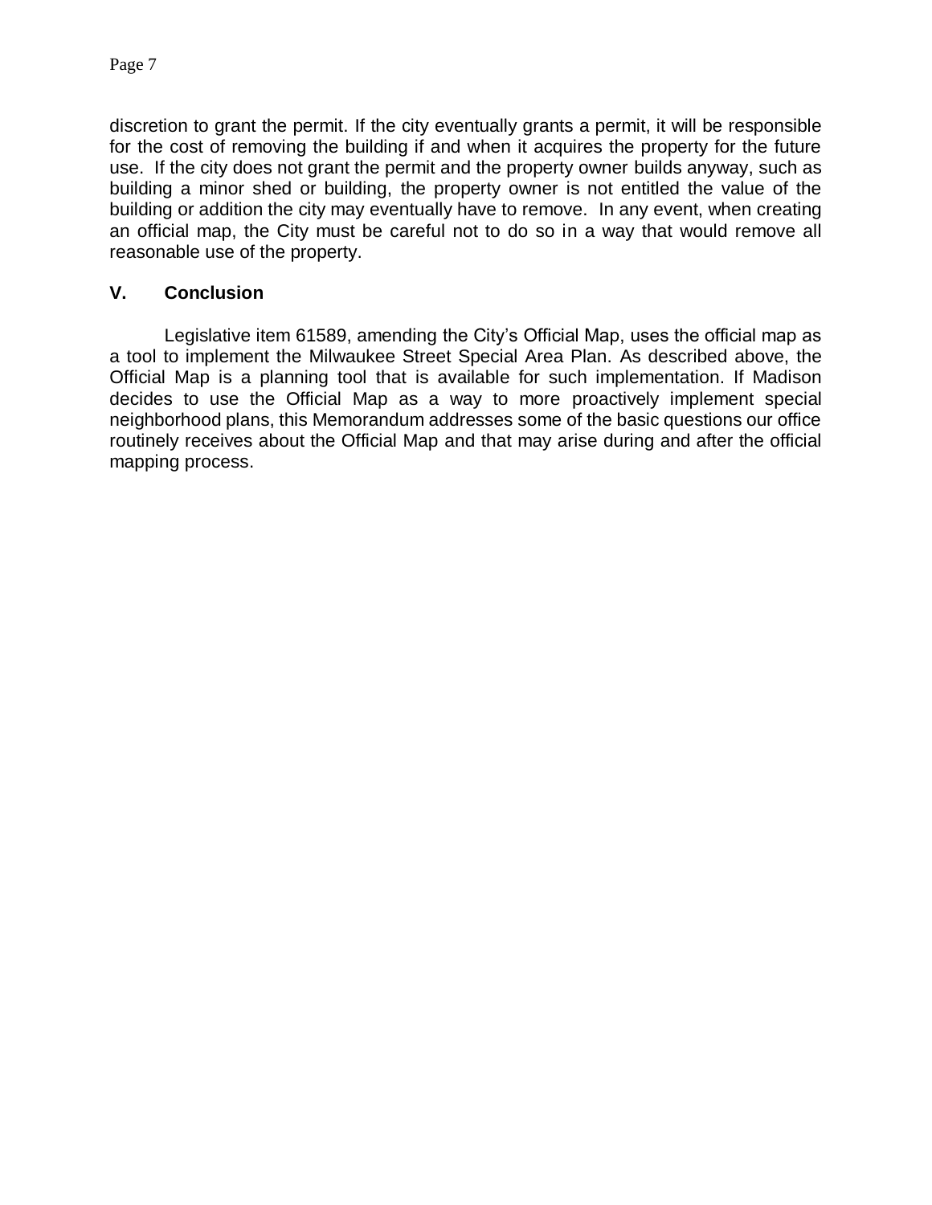discretion to grant the permit. If the city eventually grants a permit, it will be responsible for the cost of removing the building if and when it acquires the property for the future use. If the city does not grant the permit and the property owner builds anyway, such as building a minor shed or building, the property owner is not entitled the value of the building or addition the city may eventually have to remove. In any event, when creating an official map, the City must be careful not to do so in a way that would remove all reasonable use of the property.

## V. Conclusion

Legislative item 61589, amending the City's Official Map, uses the official map as a tool to implement the Milwaukee Street Special Area Plan. As described above, the Official Map is a planning tool that is available for such implementation. If Madison decides to use the Official Map as a way to more proactively implement special neighborhood plans, this Memorandum addresses some of the basic questions our office routinely receives about the Official Map and that may arise during and after the official mapping process.